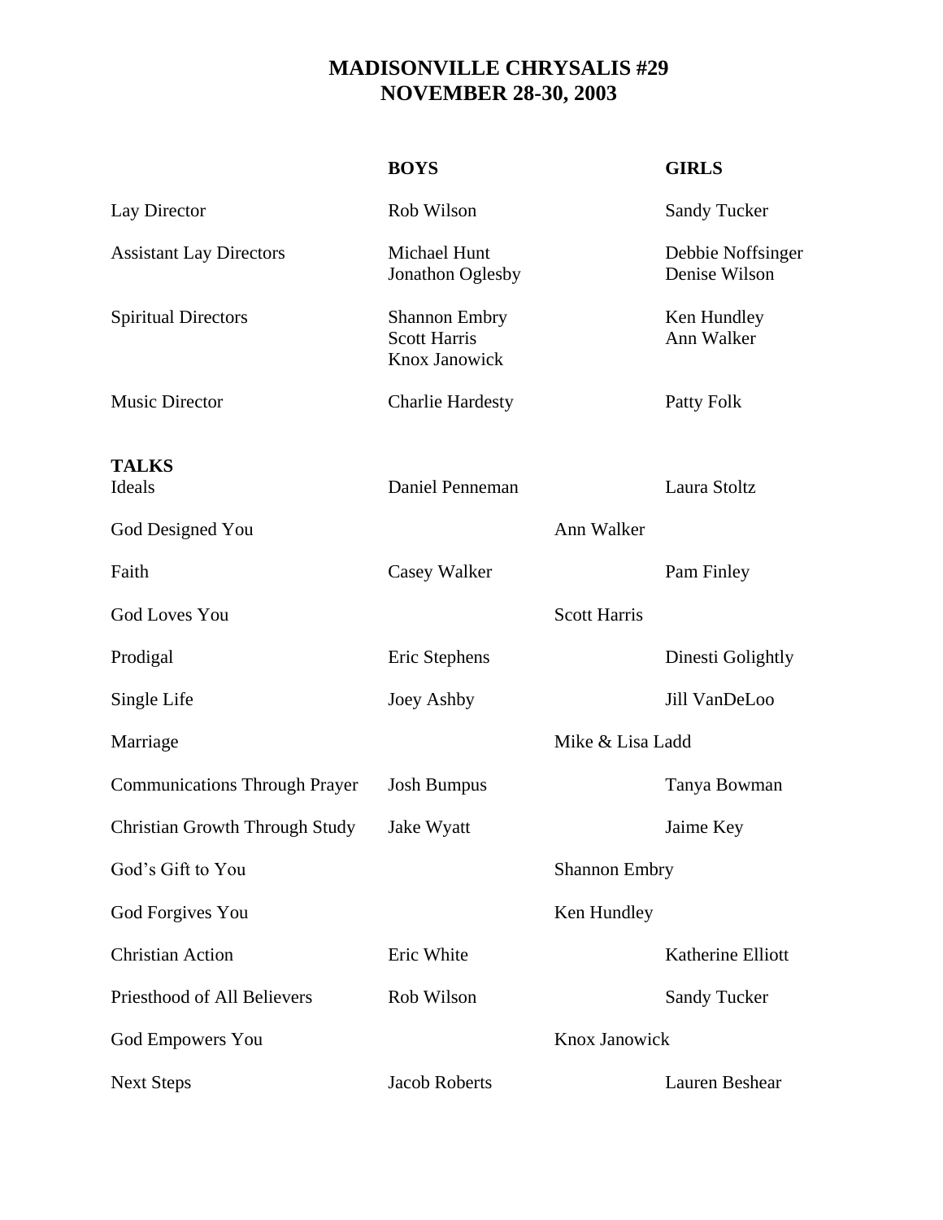# MADISONVILLE CHRYSALIS #29
## NOVEMBER 28-30, 2003

| | BOYS | | GIRLS |
|---|---|---|---|
| Lay Director | Rob Wilson | | Sandy Tucker |
| Assistant Lay Directors | Michael Hunt<br>Jonathon Oglesby | | Debbie Noffsinger<br>Denise Wilson |
| Spiritual Directors | Shannon Embry<br>Scott Harris<br>Knox Janowick | | Ken Hundley<br>Ann Walker |
| Music Director | Charlie Hardesty | | Patty Folk |
| **TALKS** | | | |
| Ideals | Daniel Penneman | | Laura Stoltz |
| God Designed You | | Ann Walker | |
| Faith | Casey Walker | | Pam Finley |
| God Loves You | | Scott Harris | |
| Prodigal | Eric Stephens | | Dinesti Golightly |
| Single Life | Joey Ashby | | Jill VanDeLoo |
| Marriage | | Mike & Lisa Ladd | |
| Communications Through Prayer | Josh Bumpus | | Tanya Bowman |
| Christian Growth Through Study | Jake Wyatt | | Jaime Key |
| God's Gift to You | | Shannon Embry | |
| God Forgives You | | Ken Hundley | |
| Christian Action | Eric White | | Katherine Elliott |
| Priesthood of All Believers | Rob Wilson | | Sandy Tucker |
| God Empowers You | | Knox Janowick | |
| Next Steps | Jacob Roberts | | Lauren Beshear |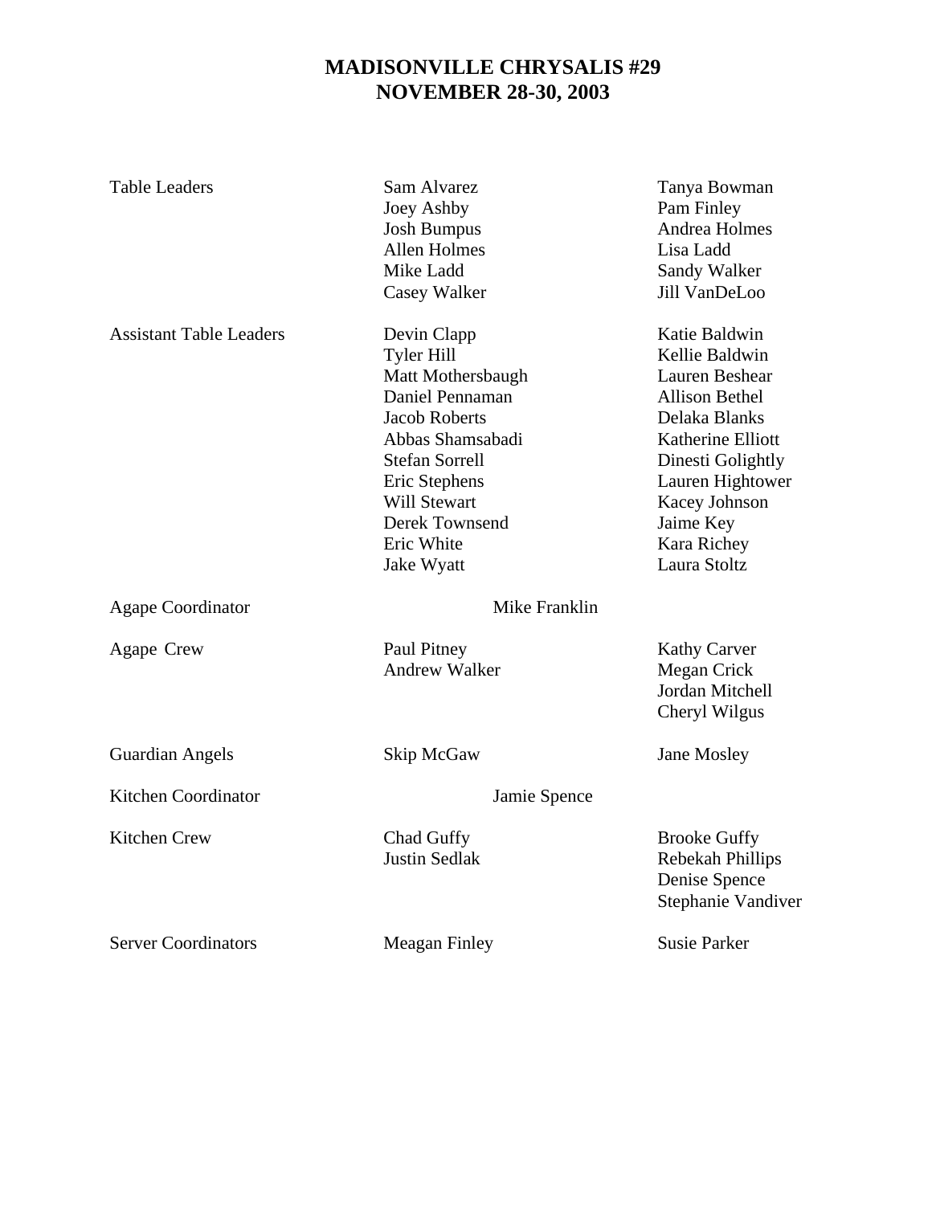# MADISONVILLE CHRYSALIS #29
# NOVEMBER 28-30, 2003

| | | |
|---|---|---|
| Table Leaders | Sam Alvarez<br>Joey Ashby<br>Josh Bumpus<br>Allen Holmes<br>Mike Ladd<br>Casey Walker | Tanya Bowman<br>Pam Finley<br>Andrea Holmes<br>Lisa Ladd<br>Sandy Walker<br>Jill VanDeLoo |
| Assistant Table Leaders | Devin Clapp<br>Tyler Hill<br>Matt Mothersbaugh<br>Daniel Pennaman<br>Jacob Roberts<br>Abbas Shamsabadi<br>Stefan Sorrell<br>Eric Stephens<br>Will Stewart<br>Derek Townsend<br>Eric White<br>Jake Wyatt | Katie Baldwin<br>Kellie Baldwin<br>Lauren Beshear<br>Allison Bethel<br>Delaka Blanks<br>Katherine Elliott<br>Dinesti Golightly<br>Lauren Hightower<br>Kacey Johnson<br>Jaime Key<br>Kara Richey<br>Laura Stoltz |
| Agape Coordinator | Mike Franklin | |
| Agape Crew | Paul Pitney<br>Andrew Walker | Kathy Carver<br>Megan Crick<br>Jordan Mitchell<br>Cheryl Wilgus |
| Guardian Angels | Skip McGaw | Jane Mosley |
| Kitchen Coordinator | Jamie Spence | |
| Kitchen Crew | Chad Guffy<br>Justin Sedlak | Brooke Guffy<br>Rebekah Phillips<br>Denise Spence<br>Stephanie Vandiver |
| Server Coordinators | Meagan Finley | Susie Parker |